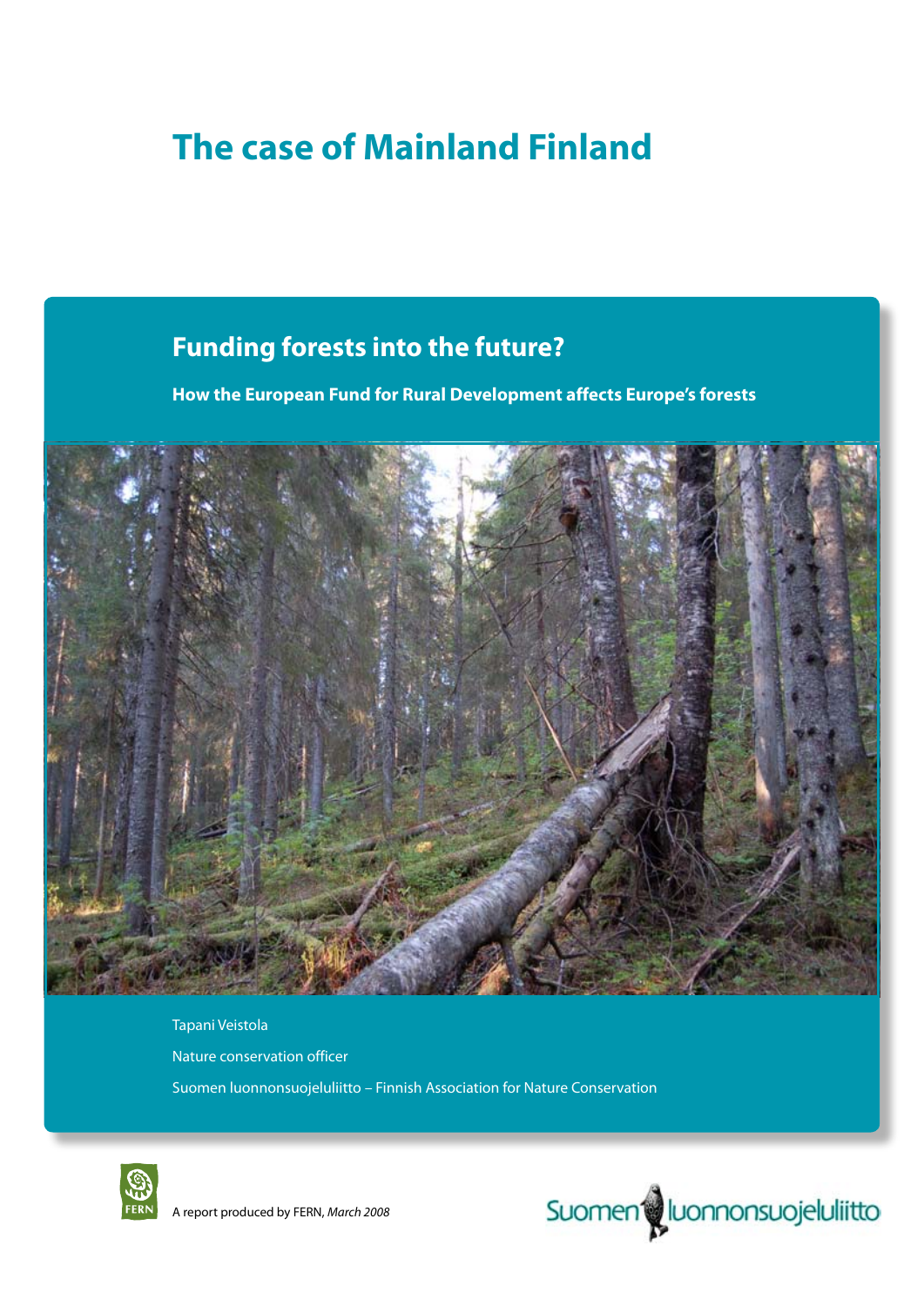# The case of Mainland Finland

## Funding forests into the future?

**How the European Fund for Rural Development affects Europe's forests**

Tapani Veistola

Nature conservation officer

Suomen luonnonsuojeluliitto – Finnish Association for Nature Conservation

A report produced by FERN, *March 2008*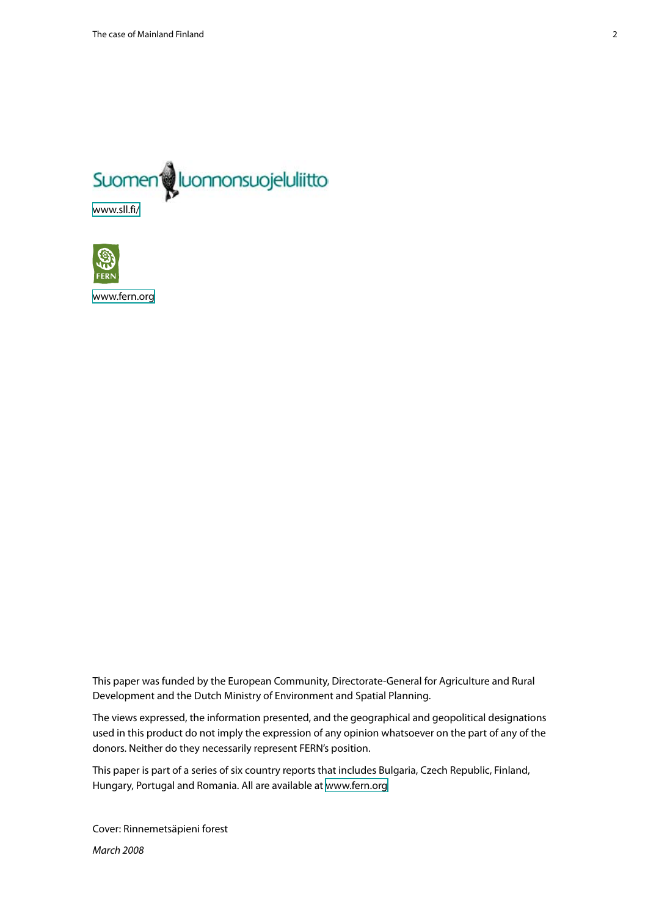Suomen luonnonsuojeluliitto

www.sll.fi/

FERN

www.fern.org

This paper was funded by the European Community, Directorate-General for Agriculture and Rural Development and the Dutch Ministry of Environment and Spatial Planning.

The views expressed, the information presented, and the geographical and geopolitical designations used in this product do not imply the expression of any opinion whatsoever on the part of any of the donors. Neither do they necessarily represent FERN's position.

This paper is part of a series of six country reports that includes Bulgaria, Czech Republic, Finland, Hungary, Portugal and Romania. All are available at www.fern.org

Cover: Rinnemetsäpieni forest

*March 2008*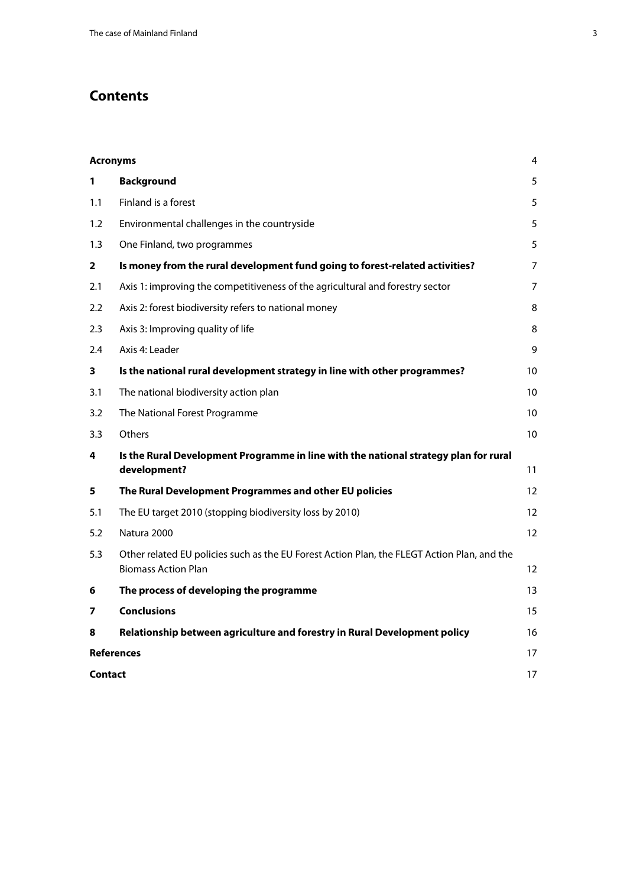# Contents

| | | |
|---|---|---|
| **Acronyms** | | 4 |
| **1** | **Background** | 5 |
| 1.1 | Finland is a forest | 5 |
| 1.2 | Environmental challenges in the countryside | 5 |
| 1.3 | One Finland, two programmes | 5 |
| **2** | **Is money from the rural development fund going to forest-related activities?** | 7 |
| 2.1 | Axis 1: improving the competitiveness of the agricultural and forestry sector | 7 |
| 2.2 | Axis 2: forest biodiversity refers to national money | 8 |
| 2.3 | Axis 3: Improving quality of life | 8 |
| 2.4 | Axis 4: Leader | 9 |
| **3** | **Is the national rural development strategy in line with other programmes?** | 10 |
| 3.1 | The national biodiversity action plan | 10 |
| 3.2 | The National Forest Programme | 10 |
| 3.3 | Others | 10 |
| **4** | **Is the Rural Development Programme in line with the national strategy plan for rural development?** | 11 |
| **5** | **The Rural Development Programmes and other EU policies** | 12 |
| 5.1 | The EU target 2010 (stopping biodiversity loss by 2010) | 12 |
| 5.2 | Natura 2000 | 12 |
| 5.3 | Other related EU policies such as the EU Forest Action Plan, the FLEGT Action Plan, and the Biomass Action Plan | 12 |
| **6** | **The process of developing the programme** | 13 |
| **7** | **Conclusions** | 15 |
| **8** | **Relationship between agriculture and forestry in Rural Development policy** | 16 |
| **References** | | 17 |
| **Contact** | | 17 |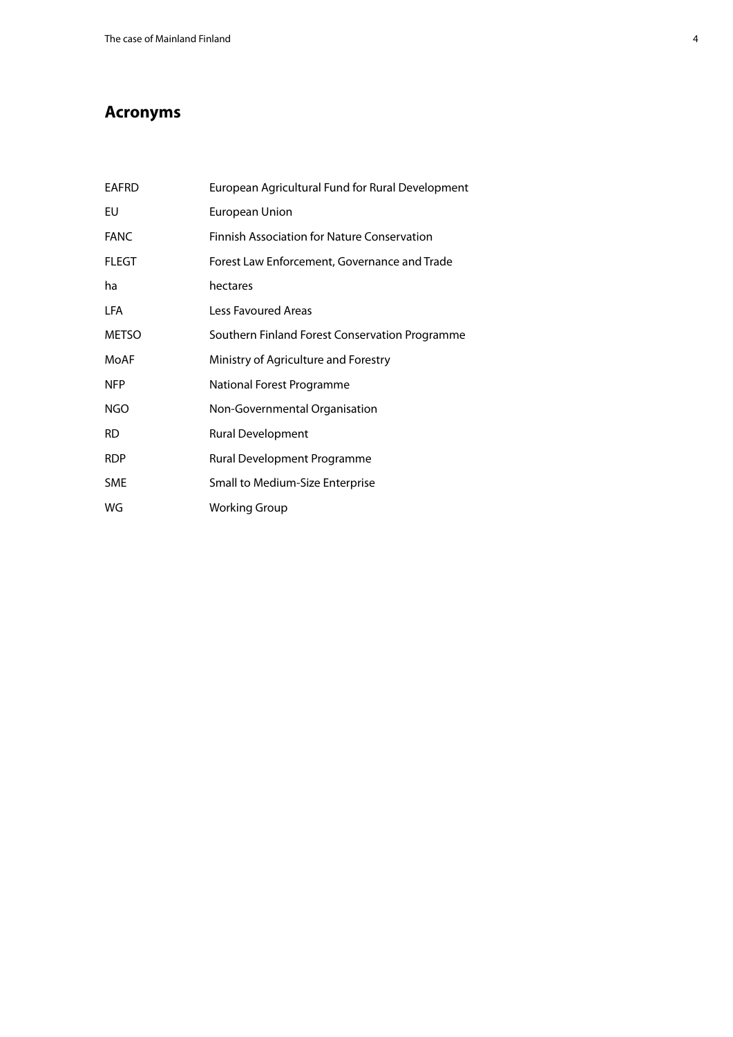## Acronyms

| | |
|---|---|
| EAFRD | European Agricultural Fund for Rural Development |
| EU | European Union |
| FANC | Finnish Association for Nature Conservation |
| FLEGT | Forest Law Enforcement, Governance and Trade |
| ha | hectares |
| LFA | Less Favoured Areas |
| METSO | Southern Finland Forest Conservation Programme |
| MoAF | Ministry of Agriculture and Forestry |
| NFP | National Forest Programme |
| NGO | Non-Governmental Organisation |
| RD | Rural Development |
| RDP | Rural Development Programme |
| SME | Small to Medium-Size Enterprise |
| WG | Working Group |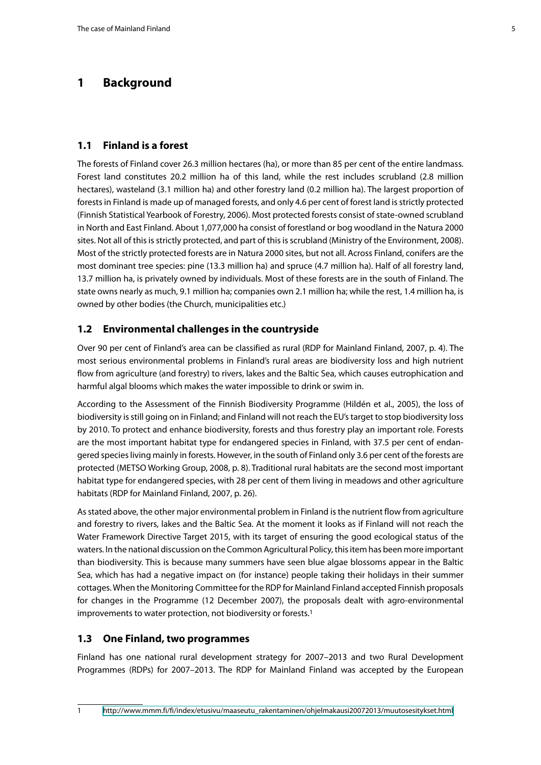# 1 Background

## 1.1 Finland is a forest

The forests of Finland cover 26.3 million hectares (ha), or more than 85 per cent of the entire landmass. Forest land constitutes 20.2 million ha of this land, while the rest includes scrubland (2.8 million hectares), wasteland (3.1 million ha) and other forestry land (0.2 million ha). The largest proportion of forests in Finland is made up of managed forests, and only 4.6 per cent of forest land is strictly protected (Finnish Statistical Yearbook of Forestry, 2006). Most protected forests consist of state-owned scrubland in North and East Finland. About 1,077,000 ha consist of forestland or bog woodland in the Natura 2000 sites. Not all of this is strictly protected, and part of this is scrubland (Ministry of the Environment, 2008). Most of the strictly protected forests are in Natura 2000 sites, but not all. Across Finland, conifers are the most dominant tree species: pine (13.3 million ha) and spruce (4.7 million ha). Half of all forestry land, 13.7 million ha, is privately owned by individuals. Most of these forests are in the south of Finland. The state owns nearly as much, 9.1 million ha; companies own 2.1 million ha; while the rest, 1.4 million ha, is owned by other bodies (the Church, municipalities etc.)

## 1.2 Environmental challenges in the countryside

Over 90 per cent of Finland's area can be classified as rural (RDP for Mainland Finland, 2007, p. 4). The most serious environmental problems in Finland's rural areas are biodiversity loss and high nutrient flow from agriculture (and forestry) to rivers, lakes and the Baltic Sea, which causes eutrophication and harmful algal blooms which makes the water impossible to drink or swim in.

According to the Assessment of the Finnish Biodiversity Programme (Hildén et al., 2005), the loss of biodiversity is still going on in Finland; and Finland will not reach the EU's target to stop biodiversity loss by 2010. To protect and enhance biodiversity, forests and thus forestry play an important role. Forests are the most important habitat type for endangered species in Finland, with 37.5 per cent of endangered species living mainly in forests. However, in the south of Finland only 3.6 per cent of the forests are protected (METSO Working Group, 2008, p. 8). Traditional rural habitats are the second most important habitat type for endangered species, with 28 per cent of them living in meadows and other agriculture habitats (RDP for Mainland Finland, 2007, p. 26).

As stated above, the other major environmental problem in Finland is the nutrient flow from agriculture and forestry to rivers, lakes and the Baltic Sea. At the moment it looks as if Finland will not reach the Water Framework Directive Target 2015, with its target of ensuring the good ecological status of the waters. In the national discussion on the Common Agricultural Policy, this item has been more important than biodiversity. This is because many summers have seen blue algae blossoms appear in the Baltic Sea, which has had a negative impact on (for instance) people taking their holidays in their summer cottages. When the Monitoring Committee for the RDP for Mainland Finland accepted Finnish proposals for changes in the Programme (12 December 2007), the proposals dealt with agro-environmental improvements to water protection, not biodiversity or forests.[1]

## 1.3 One Finland, two programmes

Finland has one national rural development strategy for 2007–2013 and two Rural Development Programmes (RDPs) for 2007–2013. The RDP for Mainland Finland was accepted by the European

[1] http://www.mmm.fi/fi/index/etusivu/maaseutu_rakentaminen/ohjelmakausi20072013/muutosesitykset.html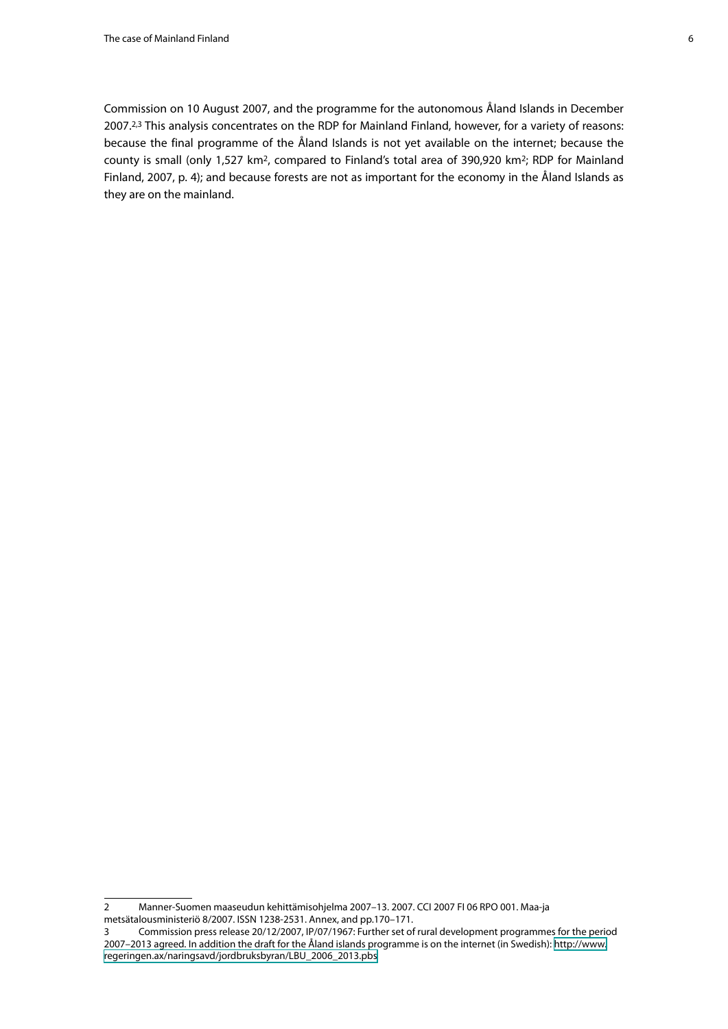Commission on 10 August 2007, and the programme for the autonomous Åland Islands in December 2007.[2,3] This analysis concentrates on the RDP for Mainland Finland, however, for a variety of reasons: because the final programme of the Åland Islands is not yet available on the internet; because the county is small (only 1,527 km$^2$, compared to Finland's total area of 390,920 km$^2$; RDP for Mainland Finland, 2007, p. 4); and because forests are not as important for the economy in the Åland Islands as they are on the mainland.

---

2 Manner-Suomen maaseudun kehittämisohjelma 2007–13. 2007. CCI 2007 FI 06 RPO 001. Maa-ja metsätalousministeriö 8/2007. ISSN 1238-2531. Annex, and pp.170–171.

3 Commission press release 20/12/2007, IP/07/1967: Further set of rural development programmes for the period 2007–2013 agreed. In addition the draft for the Åland islands programme is on the internet (in Swedish): http://www.regeringen.ax/naringsavd/jordbruksbyran/LBU_2006_2013.pbs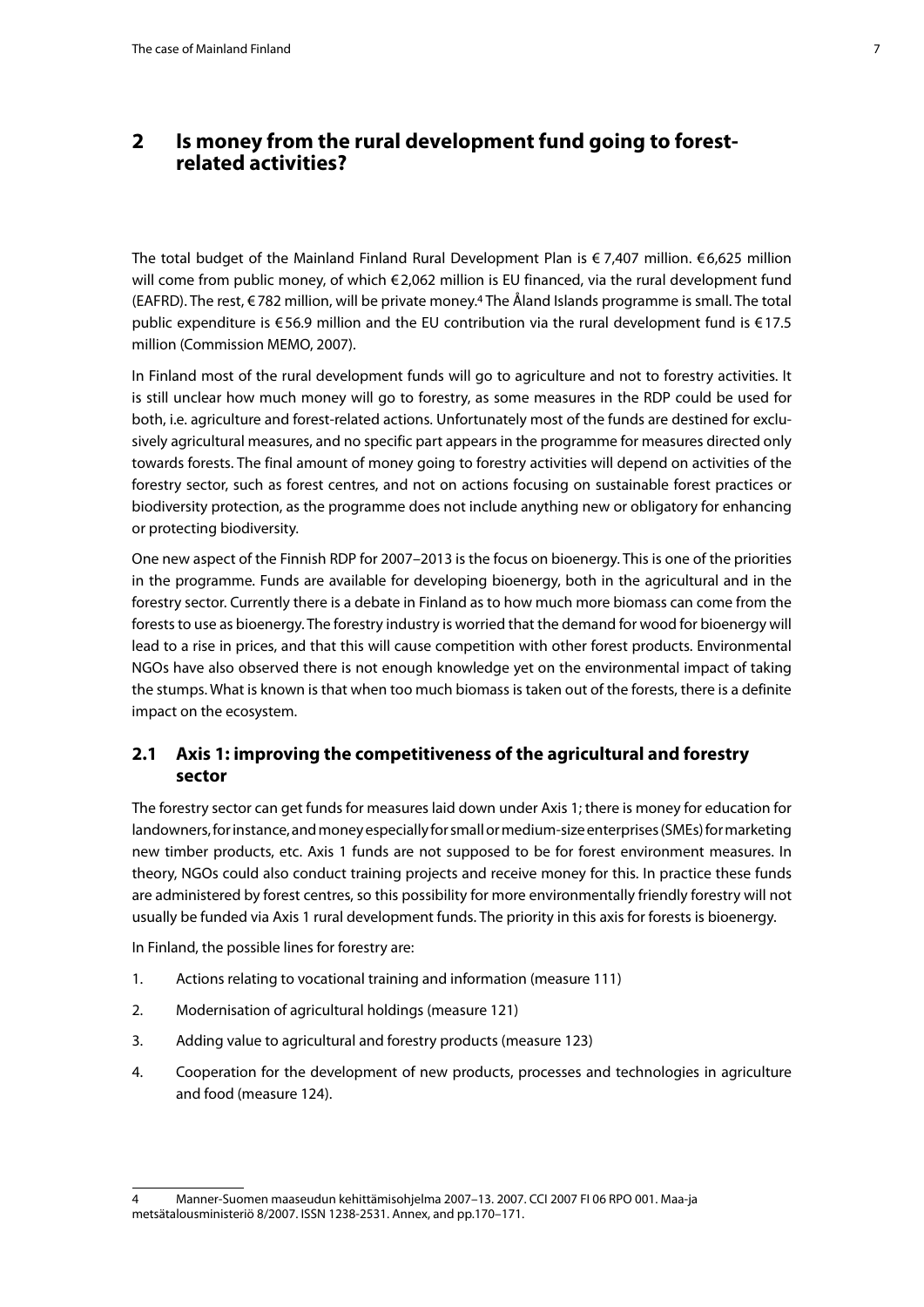## 2 Is money from the rural development fund going to forest-related activities?

The total budget of the Mainland Finland Rural Development Plan is € 7,407 million. € 6,625 million will come from public money, of which € 2,062 million is EU financed, via the rural development fund (EAFRD). The rest, € 782 million, will be private money.[4] The Åland Islands programme is small. The total public expenditure is € 56.9 million and the EU contribution via the rural development fund is € 17.5 million (Commission MEMO, 2007).

In Finland most of the rural development funds will go to agriculture and not to forestry activities. It is still unclear how much money will go to forestry, as some measures in the RDP could be used for both, i.e. agriculture and forest-related actions. Unfortunately most of the funds are destined for exclusively agricultural measures, and no specific part appears in the programme for measures directed only towards forests. The final amount of money going to forestry activities will depend on activities of the forestry sector, such as forest centres, and not on actions focusing on sustainable forest practices or biodiversity protection, as the programme does not include anything new or obligatory for enhancing or protecting biodiversity.

One new aspect of the Finnish RDP for 2007–2013 is the focus on bioenergy. This is one of the priorities in the programme. Funds are available for developing bioenergy, both in the agricultural and in the forestry sector. Currently there is a debate in Finland as to how much more biomass can come from the forests to use as bioenergy. The forestry industry is worried that the demand for wood for bioenergy will lead to a rise in prices, and that this will cause competition with other forest products. Environmental NGOs have also observed there is not enough knowledge yet on the environmental impact of taking the stumps. What is known is that when too much biomass is taken out of the forests, there is a definite impact on the ecosystem.

### 2.1 Axis 1: improving the competitiveness of the agricultural and forestry sector

The forestry sector can get funds for measures laid down under Axis 1; there is money for education for landowners, for instance, and money especially for small or medium-size enterprises (SMEs) for marketing new timber products, etc. Axis 1 funds are not supposed to be for forest environment measures. In theory, NGOs could also conduct training projects and receive money for this. In practice these funds are administered by forest centres, so this possibility for more environmentally friendly forestry will not usually be funded via Axis 1 rural development funds. The priority in this axis for forests is bioenergy.

In Finland, the possible lines for forestry are:

1. Actions relating to vocational training and information (measure 111)
2. Modernisation of agricultural holdings (measure 121)
3. Adding value to agricultural and forestry products (measure 123)
4. Cooperation for the development of new products, processes and technologies in agriculture and food (measure 124).

---

4 Manner-Suomen maaseudun kehittämisohjelma 2007–13. 2007. CCI 2007 FI 06 RPO 001. Maa-ja metsätalousministeriö 8/2007. ISSN 1238-2531. Annex, and pp.170–171.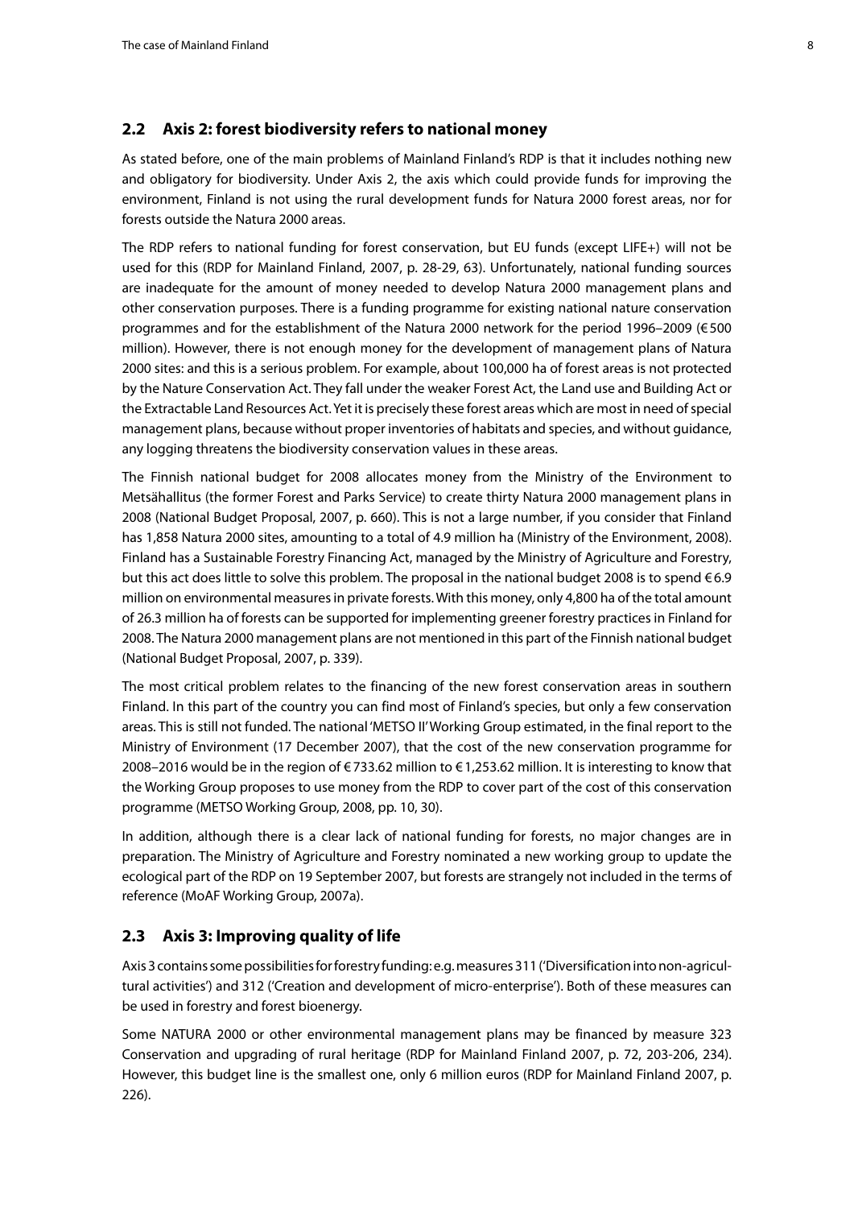## 2.2 Axis 2: forest biodiversity refers to national money

As stated before, one of the main problems of Mainland Finland's RDP is that it includes nothing new and obligatory for biodiversity. Under Axis 2, the axis which could provide funds for improving the environment, Finland is not using the rural development funds for Natura 2000 forest areas, nor for forests outside the Natura 2000 areas.

The RDP refers to national funding for forest conservation, but EU funds (except LIFE+) will not be used for this (RDP for Mainland Finland, 2007, p. 28-29, 63). Unfortunately, national funding sources are inadequate for the amount of money needed to develop Natura 2000 management plans and other conservation purposes. There is a funding programme for existing national nature conservation programmes and for the establishment of the Natura 2000 network for the period 1996–2009 (€500 million). However, there is not enough money for the development of management plans of Natura 2000 sites: and this is a serious problem. For example, about 100,000 ha of forest areas is not protected by the Nature Conservation Act. They fall under the weaker Forest Act, the Land use and Building Act or the Extractable Land Resources Act. Yet it is precisely these forest areas which are most in need of special management plans, because without proper inventories of habitats and species, and without guidance, any logging threatens the biodiversity conservation values in these areas.

The Finnish national budget for 2008 allocates money from the Ministry of the Environment to Metsähallitus (the former Forest and Parks Service) to create thirty Natura 2000 management plans in 2008 (National Budget Proposal, 2007, p. 660). This is not a large number, if you consider that Finland has 1,858 Natura 2000 sites, amounting to a total of 4.9 million ha (Ministry of the Environment, 2008). Finland has a Sustainable Forestry Financing Act, managed by the Ministry of Agriculture and Forestry, but this act does little to solve this problem. The proposal in the national budget 2008 is to spend €6.9 million on environmental measures in private forests. With this money, only 4,800 ha of the total amount of 26.3 million ha of forests can be supported for implementing greener forestry practices in Finland for 2008. The Natura 2000 management plans are not mentioned in this part of the Finnish national budget (National Budget Proposal, 2007, p. 339).

The most critical problem relates to the financing of the new forest conservation areas in southern Finland. In this part of the country you can find most of Finland's species, but only a few conservation areas. This is still not funded. The national 'METSO II' Working Group estimated, in the final report to the Ministry of Environment (17 December 2007), that the cost of the new conservation programme for 2008–2016 would be in the region of €733.62 million to €1,253.62 million. It is interesting to know that the Working Group proposes to use money from the RDP to cover part of the cost of this conservation programme (METSO Working Group, 2008, pp. 10, 30).

In addition, although there is a clear lack of national funding for forests, no major changes are in preparation. The Ministry of Agriculture and Forestry nominated a new working group to update the ecological part of the RDP on 19 September 2007, but forests are strangely not included in the terms of reference (MoAF Working Group, 2007a).

## 2.3 Axis 3: Improving quality of life

Axis 3 contains some possibilities for forestry funding: e.g. measures 311 ('Diversification into non-agricultural activities') and 312 ('Creation and development of micro-enterprise'). Both of these measures can be used in forestry and forest bioenergy.

Some NATURA 2000 or other environmental management plans may be financed by measure 323 Conservation and upgrading of rural heritage (RDP for Mainland Finland 2007, p. 72, 203-206, 234). However, this budget line is the smallest one, only 6 million euros (RDP for Mainland Finland 2007, p. 226).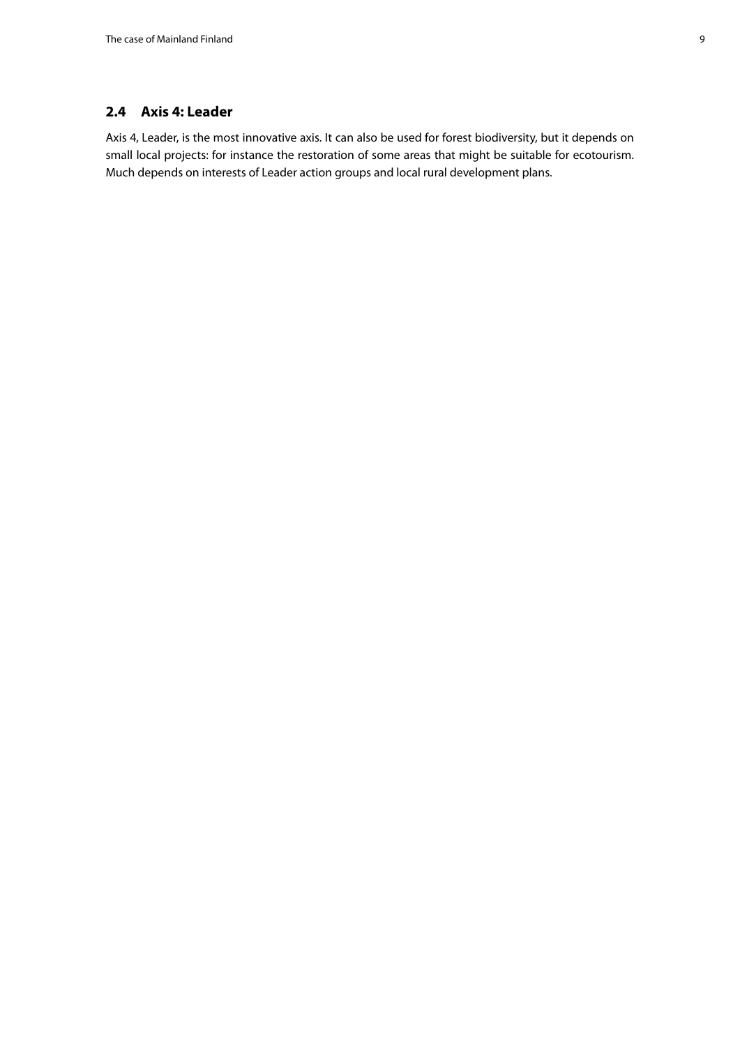## 2.4 Axis 4: Leader

Axis 4, Leader, is the most innovative axis. It can also be used for forest biodiversity, but it depends on small local projects: for instance the restoration of some areas that might be suitable for ecotourism. Much depends on interests of Leader action groups and local rural development plans.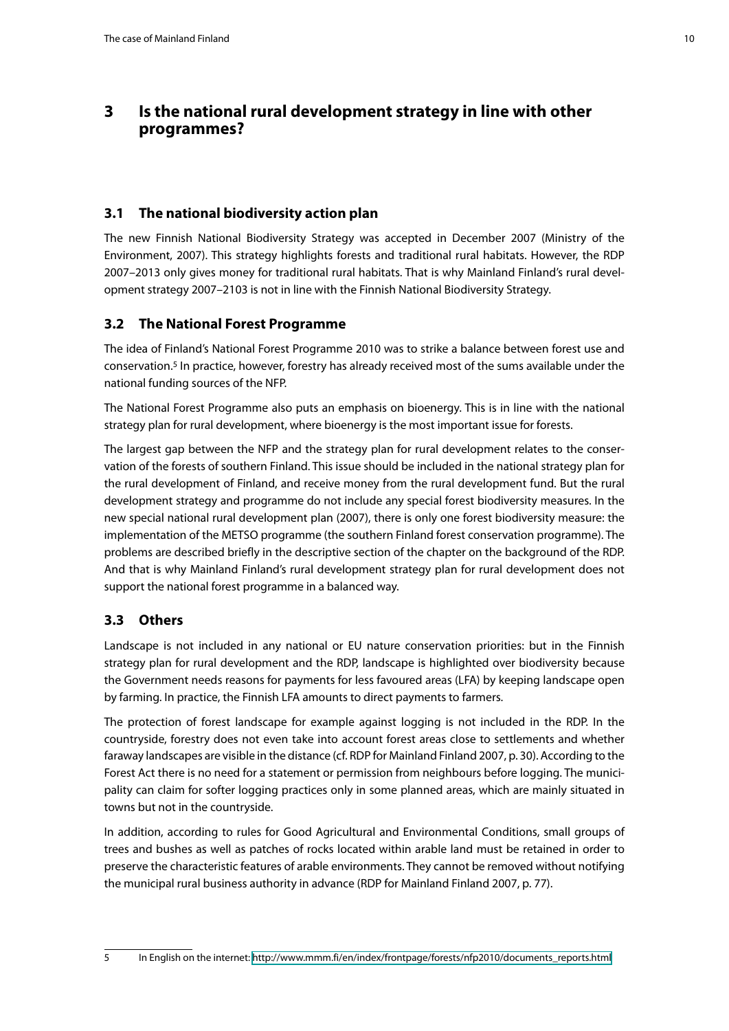# 3 Is the national rural development strategy in line with other programmes?

## 3.1 The national biodiversity action plan

The new Finnish National Biodiversity Strategy was accepted in December 2007 (Ministry of the Environment, 2007). This strategy highlights forests and traditional rural habitats. However, the RDP 2007–2013 only gives money for traditional rural habitats. That is why Mainland Finland's rural development strategy 2007–2103 is not in line with the Finnish National Biodiversity Strategy.

## 3.2 The National Forest Programme

The idea of Finland's National Forest Programme 2010 was to strike a balance between forest use and conservation.[5] In practice, however, forestry has already received most of the sums available under the national funding sources of the NFP.

The National Forest Programme also puts an emphasis on bioenergy. This is in line with the national strategy plan for rural development, where bioenergy is the most important issue for forests.

The largest gap between the NFP and the strategy plan for rural development relates to the conservation of the forests of southern Finland. This issue should be included in the national strategy plan for the rural development of Finland, and receive money from the rural development fund. But the rural development strategy and programme do not include any special forest biodiversity measures. In the new special national rural development plan (2007), there is only one forest biodiversity measure: the implementation of the METSO programme (the southern Finland forest conservation programme). The problems are described briefly in the descriptive section of the chapter on the background of the RDP. And that is why Mainland Finland's rural development strategy plan for rural development does not support the national forest programme in a balanced way.

## 3.3 Others

Landscape is not included in any national or EU nature conservation priorities: but in the Finnish strategy plan for rural development and the RDP, landscape is highlighted over biodiversity because the Government needs reasons for payments for less favoured areas (LFA) by keeping landscape open by farming. In practice, the Finnish LFA amounts to direct payments to farmers.

The protection of forest landscape for example against logging is not included in the RDP. In the countryside, forestry does not even take into account forest areas close to settlements and whether faraway landscapes are visible in the distance (cf. RDP for Mainland Finland 2007, p. 30). According to the Forest Act there is no need for a statement or permission from neighbours before logging. The municipality can claim for softer logging practices only in some planned areas, which are mainly situated in towns but not in the countryside.

In addition, according to rules for Good Agricultural and Environmental Conditions, small groups of trees and bushes as well as patches of rocks located within arable land must be retained in order to preserve the characteristic features of arable environments. They cannot be removed without notifying the municipal rural business authority in advance (RDP for Mainland Finland 2007, p. 77).

---

5 In English on the internet: http://www.mmm.fi/en/index/frontpage/forests/nfp2010/documents_reports.html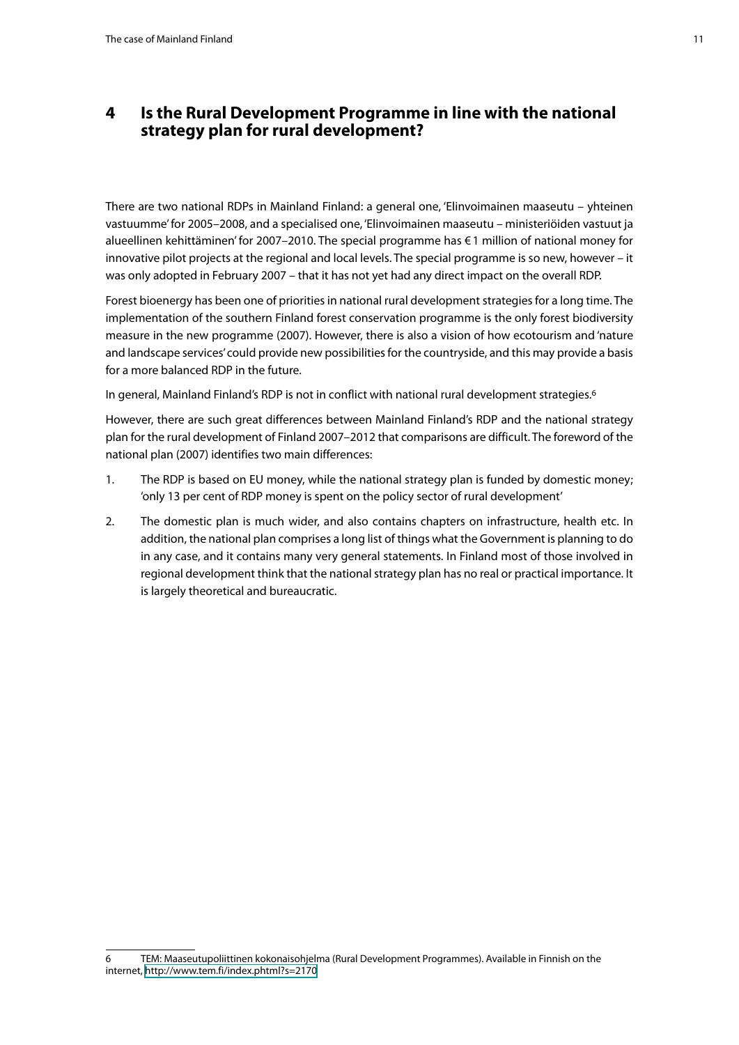## 4 Is the Rural Development Programme in line with the national strategy plan for rural development?

There are two national RDPs in Mainland Finland: a general one, 'Elinvoimainen maaseutu – yhteinen vastuumme' for 2005–2008, and a specialised one, 'Elinvoimainen maaseutu – ministeriöiden vastuut ja alueellinen kehittäminen' for 2007–2010. The special programme has € 1 million of national money for innovative pilot projects at the regional and local levels. The special programme is so new, however – it was only adopted in February 2007 – that it has not yet had any direct impact on the overall RDP.

Forest bioenergy has been one of priorities in national rural development strategies for a long time. The implementation of the southern Finland forest conservation programme is the only forest biodiversity measure in the new programme (2007). However, there is also a vision of how ecotourism and 'nature and landscape services' could provide new possibilities for the countryside, and this may provide a basis for a more balanced RDP in the future.

In general, Mainland Finland's RDP is not in conflict with national rural development strategies.[6]

However, there are such great differences between Mainland Finland's RDP and the national strategy plan for the rural development of Finland 2007–2012 that comparisons are difficult. The foreword of the national plan (2007) identifies two main differences:

1. The RDP is based on EU money, while the national strategy plan is funded by domestic money; 'only 13 per cent of RDP money is spent on the policy sector of rural development'
2. The domestic plan is much wider, and also contains chapters on infrastructure, health etc. In addition, the national plan comprises a long list of things what the Government is planning to do in any case, and it contains many very general statements. In Finland most of those involved in regional development think that the national strategy plan has no real or practical importance. It is largely theoretical and bureaucratic.

---

6 TEM: Maaseutupoliittinen kokonaisohjelma (Rural Development Programmes). Available in Finnish on the internet, http://www.tem.fi/index.phtml?s=2170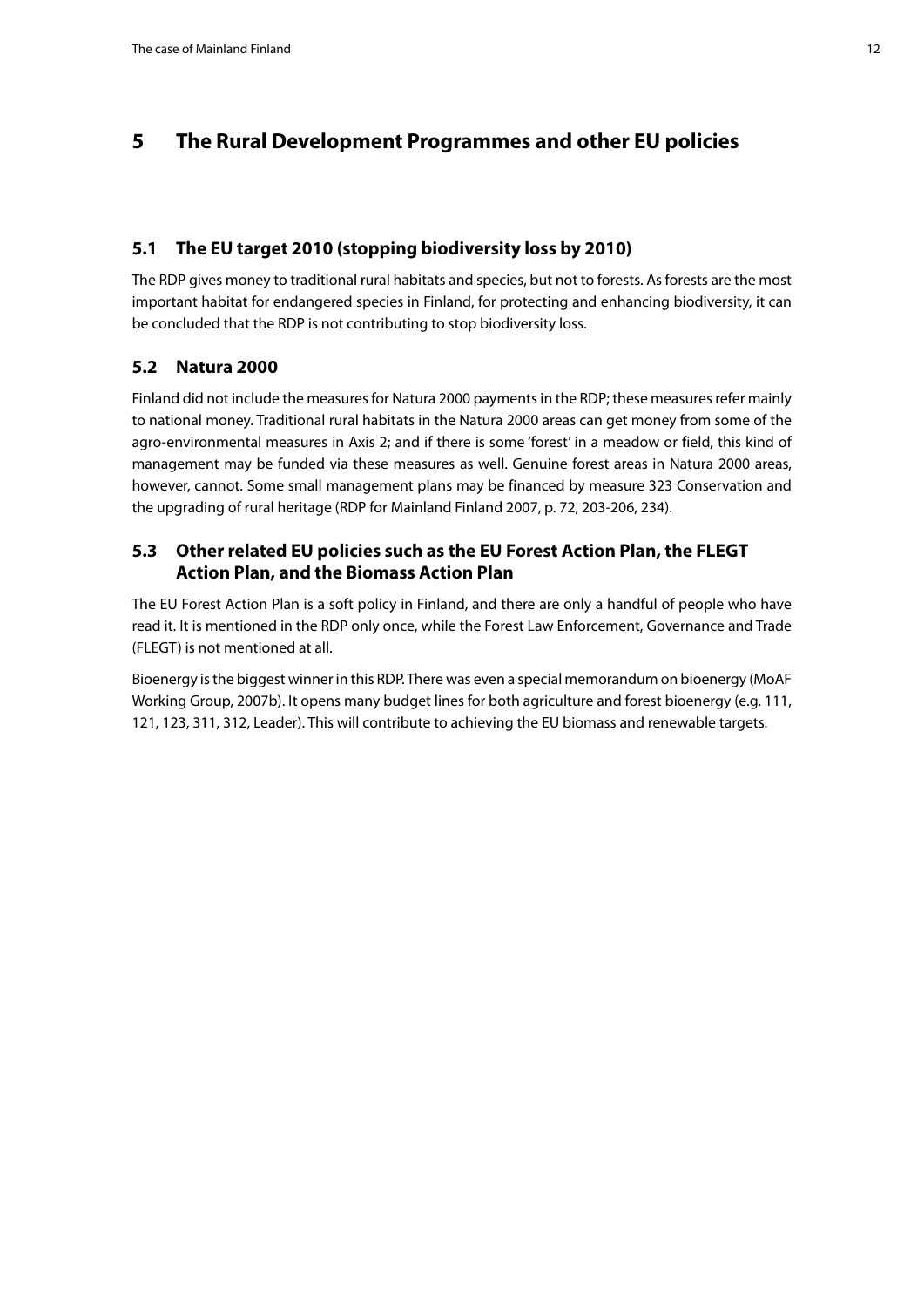# 5 The Rural Development Programmes and other EU policies

## 5.1 The EU target 2010 (stopping biodiversity loss by 2010)

The RDP gives money to traditional rural habitats and species, but not to forests. As forests are the most important habitat for endangered species in Finland, for protecting and enhancing biodiversity, it can be concluded that the RDP is not contributing to stop biodiversity loss.

## 5.2 Natura 2000

Finland did not include the measures for Natura 2000 payments in the RDP; these measures refer mainly to national money. Traditional rural habitats in the Natura 2000 areas can get money from some of the agro-environmental measures in Axis 2; and if there is some 'forest' in a meadow or field, this kind of management may be funded via these measures as well. Genuine forest areas in Natura 2000 areas, however, cannot. Some small management plans may be financed by measure 323 Conservation and the upgrading of rural heritage (RDP for Mainland Finland 2007, p. 72, 203-206, 234).

## 5.3 Other related EU policies such as the EU Forest Action Plan, the FLEGT Action Plan, and the Biomass Action Plan

The EU Forest Action Plan is a soft policy in Finland, and there are only a handful of people who have read it. It is mentioned in the RDP only once, while the Forest Law Enforcement, Governance and Trade (FLEGT) is not mentioned at all.

Bioenergy is the biggest winner in this RDP. There was even a special memorandum on bioenergy (MoAF Working Group, 2007b). It opens many budget lines for both agriculture and forest bioenergy (e.g. 111, 121, 123, 311, 312, Leader). This will contribute to achieving the EU biomass and renewable targets.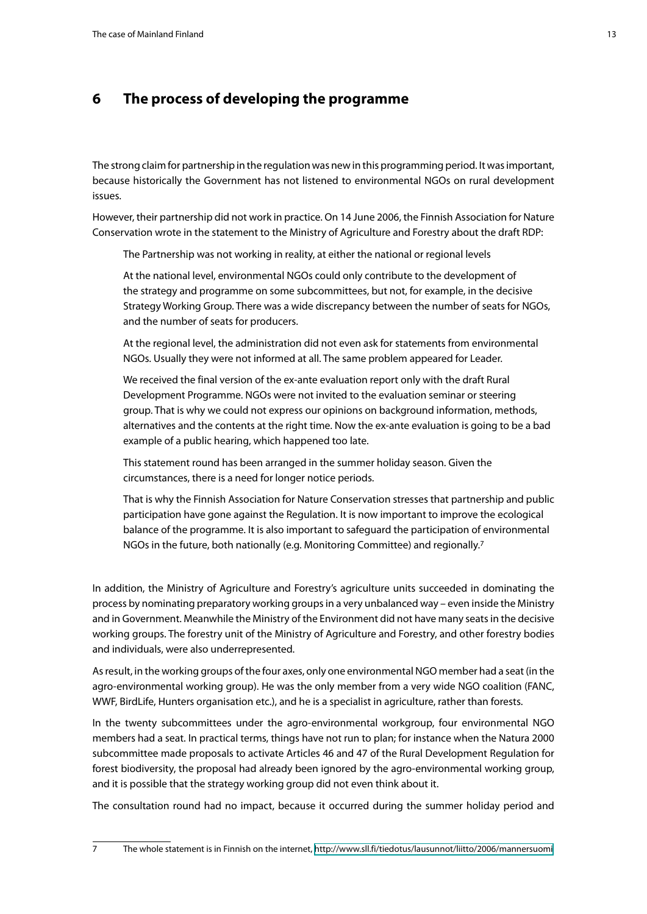# 6 The process of developing the programme

The strong claim for partnership in the regulation was new in this programming period. It was important, because historically the Government has not listened to environmental NGOs on rural development issues.

However, their partnership did not work in practice. On 14 June 2006, the Finnish Association for Nature Conservation wrote in the statement to the Ministry of Agriculture and Forestry about the draft RDP:

> The Partnership was not working in reality, at either the national or regional levels
>
> At the national level, environmental NGOs could only contribute to the development of the strategy and programme on some subcommittees, but not, for example, in the decisive Strategy Working Group. There was a wide discrepancy between the number of seats for NGOs, and the number of seats for producers.
>
> At the regional level, the administration did not even ask for statements from environmental NGOs. Usually they were not informed at all. The same problem appeared for Leader.
>
> We received the final version of the ex-ante evaluation report only with the draft Rural Development Programme. NGOs were not invited to the evaluation seminar or steering group. That is why we could not express our opinions on background information, methods, alternatives and the contents at the right time. Now the ex-ante evaluation is going to be a bad example of a public hearing, which happened too late.
>
> This statement round has been arranged in the summer holiday season. Given the circumstances, there is a need for longer notice periods.
>
> That is why the Finnish Association for Nature Conservation stresses that partnership and public participation have gone against the Regulation. It is now important to improve the ecological balance of the programme. It is also important to safeguard the participation of environmental NGOs in the future, both nationally (e.g. Monitoring Committee) and regionally.[7]

In addition, the Ministry of Agriculture and Forestry's agriculture units succeeded in dominating the process by nominating preparatory working groups in a very unbalanced way – even inside the Ministry and in Government. Meanwhile the Ministry of the Environment did not have many seats in the decisive working groups. The forestry unit of the Ministry of Agriculture and Forestry, and other forestry bodies and individuals, were also underrepresented.

As result, in the working groups of the four axes, only one environmental NGO member had a seat (in the agro-environmental working group). He was the only member from a very wide NGO coalition (FANC, WWF, BirdLife, Hunters organisation etc.), and he is a specialist in agriculture, rather than forests.

In the twenty subcommittees under the agro-environmental workgroup, four environmental NGO members had a seat. In practical terms, things have not run to plan; for instance when the Natura 2000 subcommittee made proposals to activate Articles 46 and 47 of the Rural Development Regulation for forest biodiversity, the proposal had already been ignored by the agro-environmental working group, and it is possible that the strategy working group did not even think about it.

The consultation round had no impact, because it occurred during the summer holiday period and

---

7 The whole statement is in Finnish on the internet, http://www.sll.fi/tiedotus/lausunnot/liitto/2006/mannersuomi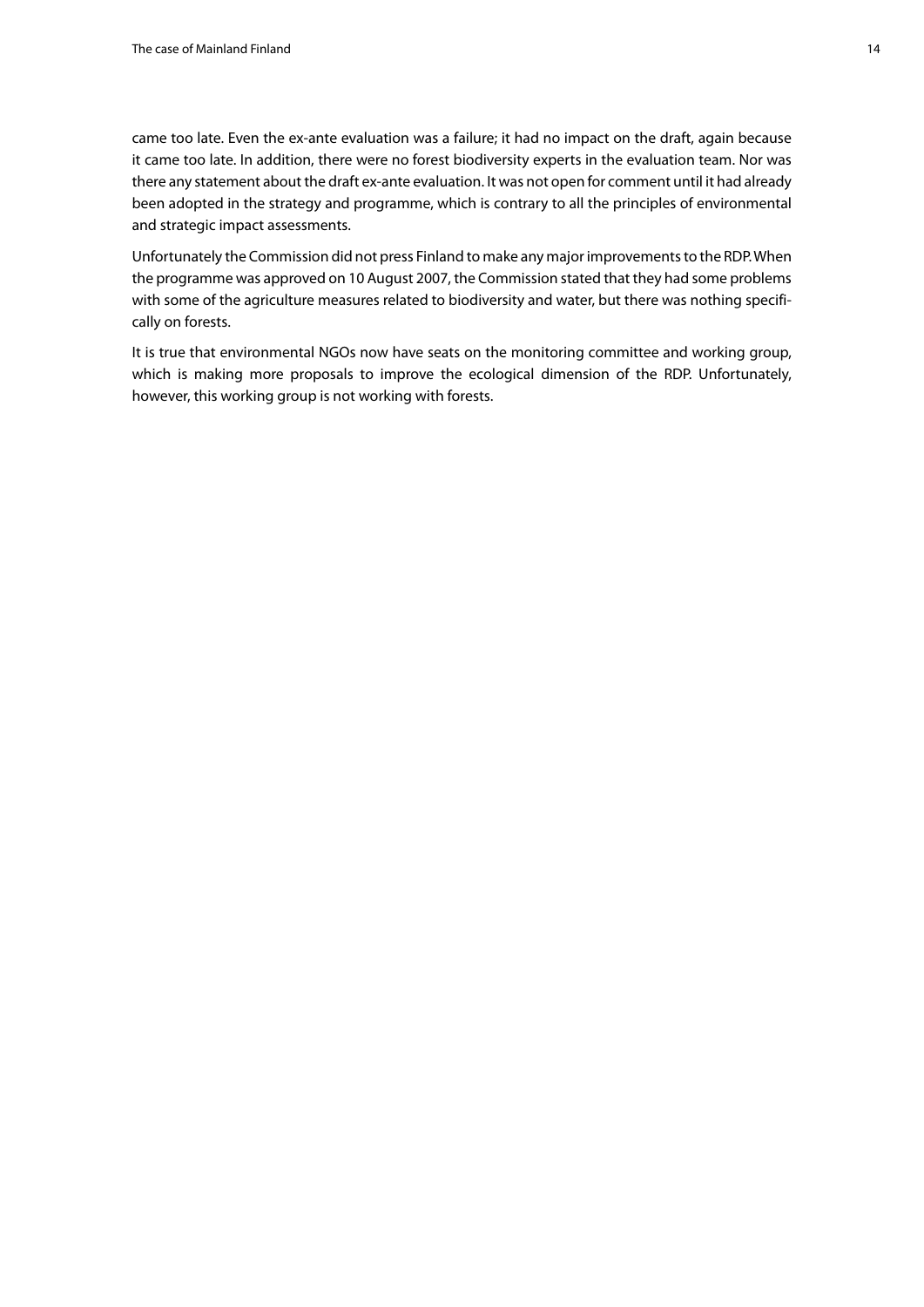came too late. Even the ex-ante evaluation was a failure; it had no impact on the draft, again because it came too late. In addition, there were no forest biodiversity experts in the evaluation team. Nor was there any statement about the draft ex-ante evaluation. It was not open for comment until it had already been adopted in the strategy and programme, which is contrary to all the principles of environmental and strategic impact assessments.

Unfortunately the Commission did not press Finland to make any major improvements to the RDP. When the programme was approved on 10 August 2007, the Commission stated that they had some problems with some of the agriculture measures related to biodiversity and water, but there was nothing specifically on forests.

It is true that environmental NGOs now have seats on the monitoring committee and working group, which is making more proposals to improve the ecological dimension of the RDP. Unfortunately, however, this working group is not working with forests.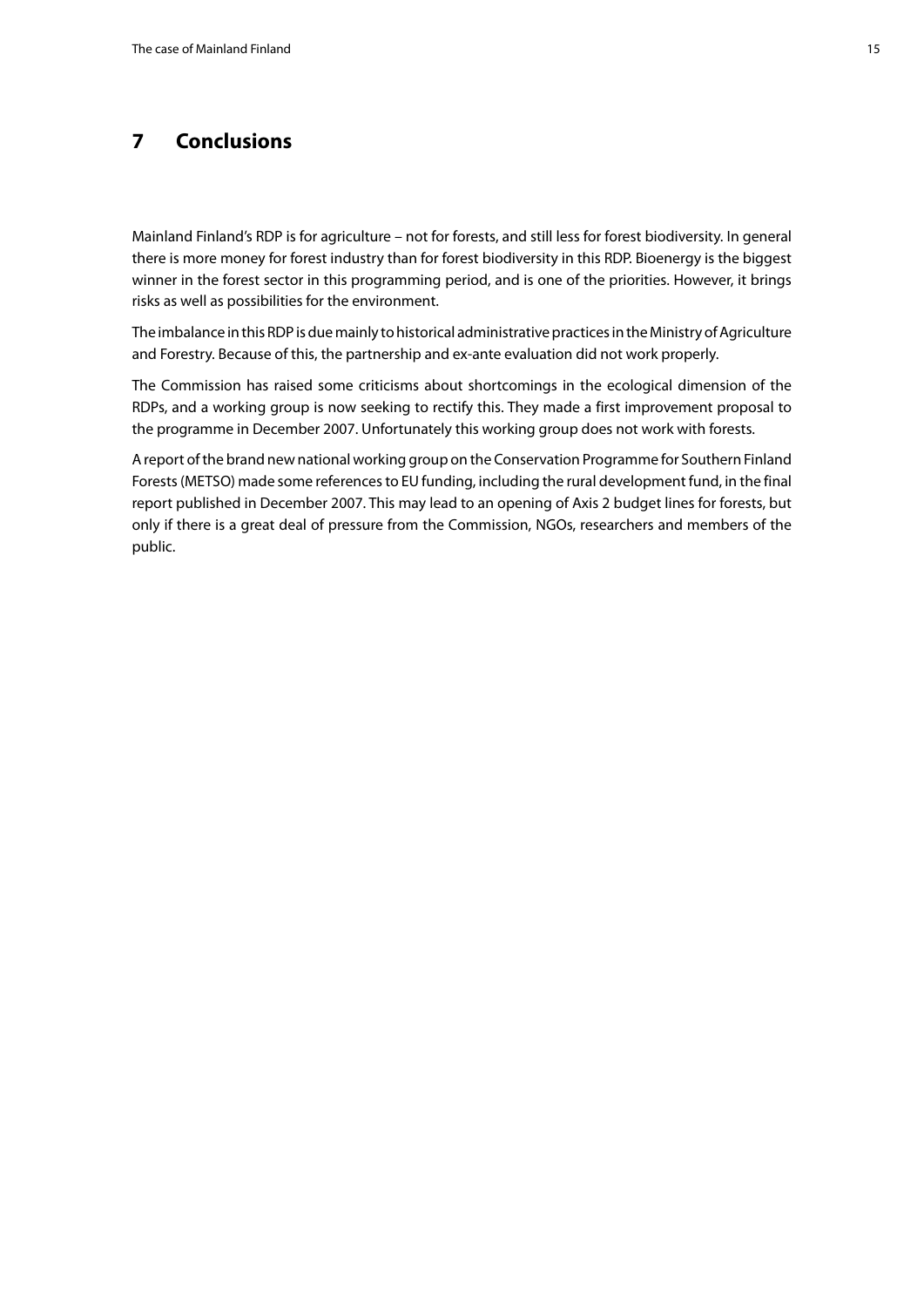# 7 Conclusions

Mainland Finland's RDP is for agriculture – not for forests, and still less for forest biodiversity. In general there is more money for forest industry than for forest biodiversity in this RDP. Bioenergy is the biggest winner in the forest sector in this programming period, and is one of the priorities. However, it brings risks as well as possibilities for the environment.

The imbalance in this RDP is due mainly to historical administrative practices in the Ministry of Agriculture and Forestry. Because of this, the partnership and ex-ante evaluation did not work properly.

The Commission has raised some criticisms about shortcomings in the ecological dimension of the RDPs, and a working group is now seeking to rectify this. They made a first improvement proposal to the programme in December 2007. Unfortunately this working group does not work with forests.

A report of the brand new national working group on the Conservation Programme for Southern Finland Forests (METSO) made some references to EU funding, including the rural development fund, in the final report published in December 2007. This may lead to an opening of Axis 2 budget lines for forests, but only if there is a great deal of pressure from the Commission, NGOs, researchers and members of the public.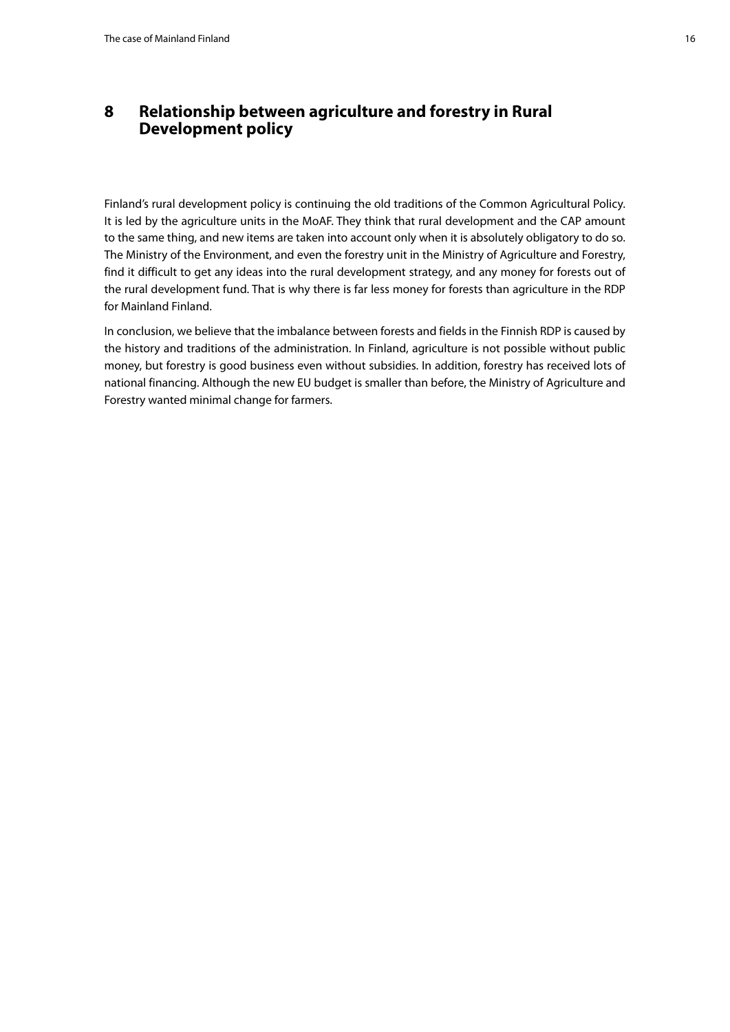# 8 Relationship between agriculture and forestry in Rural Development policy

Finland's rural development policy is continuing the old traditions of the Common Agricultural Policy. It is led by the agriculture units in the MoAF. They think that rural development and the CAP amount to the same thing, and new items are taken into account only when it is absolutely obligatory to do so. The Ministry of the Environment, and even the forestry unit in the Ministry of Agriculture and Forestry, find it difficult to get any ideas into the rural development strategy, and any money for forests out of the rural development fund. That is why there is far less money for forests than agriculture in the RDP for Mainland Finland.

In conclusion, we believe that the imbalance between forests and fields in the Finnish RDP is caused by the history and traditions of the administration. In Finland, agriculture is not possible without public money, but forestry is good business even without subsidies. In addition, forestry has received lots of national financing. Although the new EU budget is smaller than before, the Ministry of Agriculture and Forestry wanted minimal change for farmers.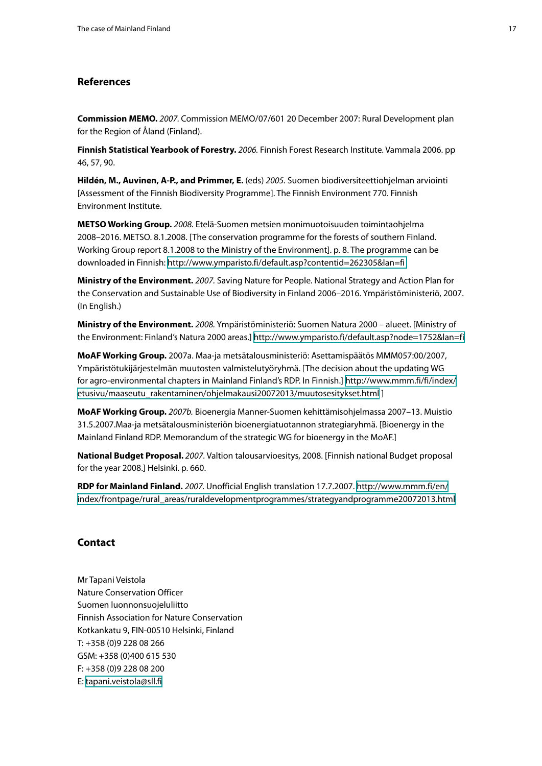## References

**Commission MEMO.** *2007*. Commission MEMO/07/601 20 December 2007: Rural Development plan for the Region of Åland (Finland).

**Finnish Statistical Yearbook of Forestry.** *2006.* Finnish Forest Research Institute. Vammala 2006. pp 46, 57, 90.

**Hildén, M., Auvinen, A-P., and Primmer, E.** (eds) *2005.* Suomen biodiversiteettiohjelman arviointi [Assessment of the Finnish Biodiversity Programme]. The Finnish Environment 770. Finnish Environment Institute.

**METSO Working Group.** *2008.* Etelä-Suomen metsien monimuotoisuuden toimintaohjelma 2008–2016. METSO. 8.1.2008. [The conservation programme for the forests of southern Finland. Working Group report 8.1.2008 to the Ministry of the Environment]. p. 8. The programme can be downloaded in Finnish: http://www.ymparisto.fi/default.asp?contentid=262305&lan=fi

**Ministry of the Environment.** *2007.* Saving Nature for People. National Strategy and Action Plan for the Conservation and Sustainable Use of Biodiversity in Finland 2006–2016. Ympäristöministeriö, 2007. (In English.)

**Ministry of the Environment.** *2008.* Ympäristöministeriö: Suomen Natura 2000 – alueet. [Ministry of the Environment: Finland's Natura 2000 areas.] http://www.ymparisto.fi/default.asp?node=1752&lan=fi

**MoAF Working Group.** 2007a. Maa-ja metsätalousministeriö: Asettamispäätös MMM057:00/2007, Ympäristötukijärjestelmän muutosten valmistelutyöryhmä. [The decision about the updating WG for agro-environmental chapters in Mainland Finland's RDP. In Finnish.] http://www.mmm.fi/fi/index/etusivu/maaseutu_rakentaminen/ohjelmakausi20072013/muutosesitykset.html ]

**MoAF Working Group.** *2007b.* Bioenergia Manner-Suomen kehittämisohjelmassa 2007–13. Muistio 31.5.2007.Maa-ja metsätalousministeriön bioenergiatuotannon strategiaryhmä. [Bioenergy in the Mainland Finland RDP. Memorandum of the strategic WG for bioenergy in the MoAF.]

**National Budget Proposal.** *2007*. Valtion talousarvioesitys, 2008. [Finnish national Budget proposal for the year 2008.] Helsinki. p. 660.

**RDP for Mainland Finland.** *2007.* Unofficial English translation 17.7.2007. http://www.mmm.fi/en/index/frontpage/rural_areas/ruraldevelopmentprogrammes/strategyandprogramme20072013.html

## Contact

Mr Tapani Veistola
Nature Conservation Officer
Suomen luonnonsuojeluliitto
Finnish Association for Nature Conservation
Kotkankatu 9, FIN-00510 Helsinki, Finland
T: +358 (0)9 228 08 266
GSM: +358 (0)400 615 530
F: +358 (0)9 228 08 200
E: tapani.veistola@sll.fi